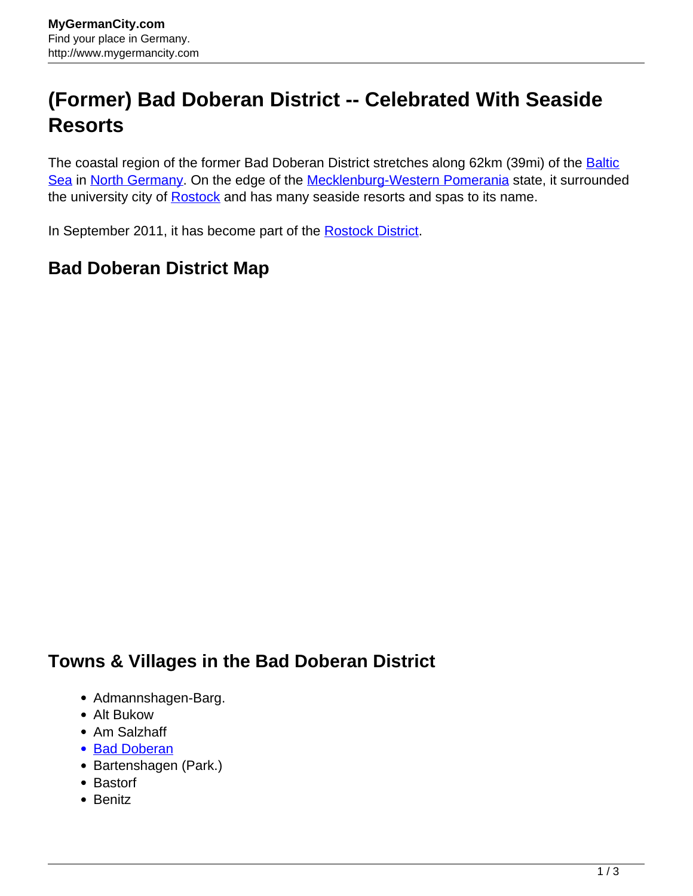MyGermanCity.com
Find your place in Germany.
http://www.mygermancity.com

# (Former) Bad Doberan District -- Celebrated With Seaside Resorts

The coastal region of the former Bad Doberan District stretches along 62km (39mi) of the Baltic Sea in North Germany. On the edge of the Mecklenburg-Western Pomerania state, it surrounded the university city of Rostock and has many seaside resorts and spas to its name.

In September 2011, it has become part of the Rostock District.

## Bad Doberan District Map

## Towns & Villages in the Bad Doberan District

- Admannshagen-Barg.
- Alt Bukow
- Am Salzhaff
- Bad Doberan
- Bartenshagen (Park.)
- Bastorf
- Benitz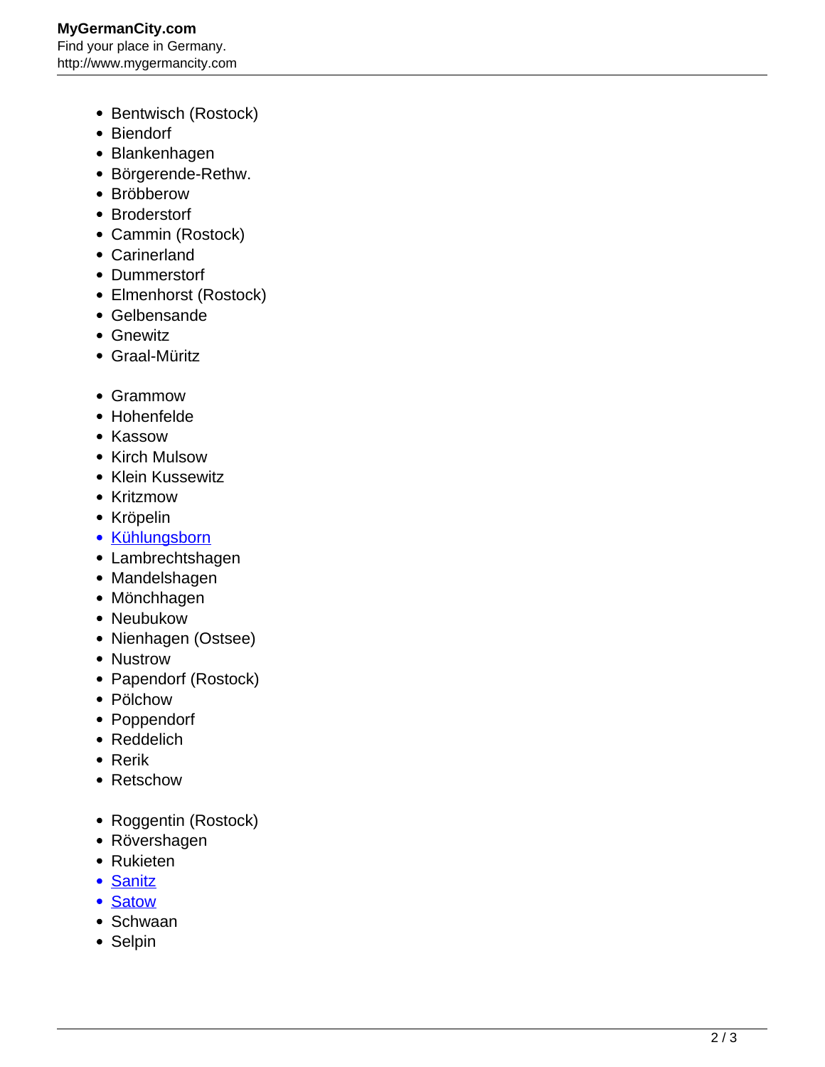- Bentwisch (Rostock)
- Biendorf
- Blankenhagen
- Börgerende-Rethw.
- Bröbberow
- Broderstorf
- Cammin (Rostock)
- Carinerland
- Dummerstorf
- Elmenhorst (Rostock)
- Gelbensande
- Gnewitz
- Graal-Müritz

- Grammow
- Hohenfelde
- Kassow
- Kirch Mulsow
- Klein Kussewitz
- Kritzmow
- Kröpelin
- Kühlungsborn
- Lambrechtshagen
- Mandelshagen
- Mönchhagen
- Neubukow
- Nienhagen (Ostsee)
- Nustrow
- Papendorf (Rostock)
- Pölchow
- Poppendorf
- Reddelich
- Rerik
- Retschow

- Roggentin (Rostock)
- Rövershagen
- Rukieten
- Sanitz
- Satow
- Schwaan
- Selpin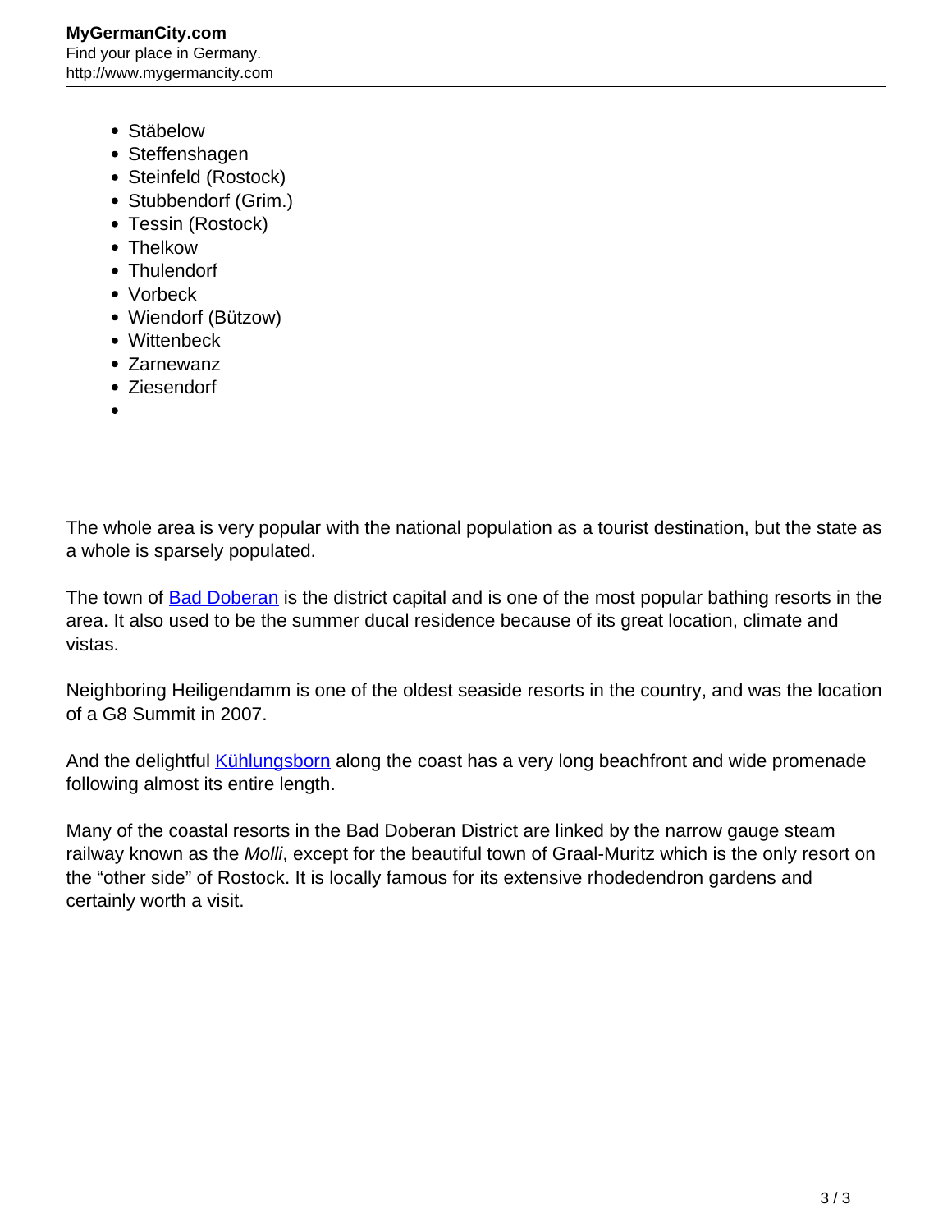- Stäbelow
- Steffenshagen
- Steinfeld (Rostock)
- Stubbendorf (Grim.)
- Tessin (Rostock)
- Thelkow
- Thulendorf
- Vorbeck
- Wiendorf (Bützow)
- Wittenbeck
- Zarnewanz
- Ziesendorf

The whole area is very popular with the national population as a tourist destination, but the state as a whole is sparsely populated.

The town of Bad Doberan is the district capital and is one of the most popular bathing resorts in the area. It also used to be the summer ducal residence because of its great location, climate and vistas.

Neighboring Heiligendamm is one of the oldest seaside resorts in the country, and was the location of a G8 Summit in 2007.

And the delightful Kühlungsborn along the coast has a very long beachfront and wide promenade following almost its entire length.

Many of the coastal resorts in the Bad Doberan District are linked by the narrow gauge steam railway known as the *Molli*, except for the beautiful town of Graal-Muritz which is the only resort on the "other side" of Rostock. It is locally famous for its extensive rhodedendron gardens and certainly worth a visit.